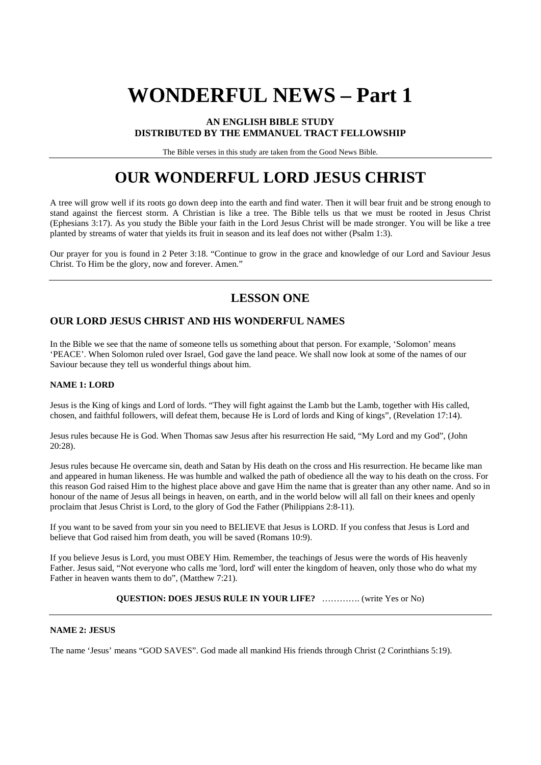# WONDERFUL NEWS – Part 1

**AN ENGLISH BIBLE STUDY**
**DISTRIBUTED BY THE EMMANUEL TRACT FELLOWSHIP**

The Bible verses in this study are taken from the Good News Bible.

---

# OUR WONDERFUL LORD JESUS CHRIST

A tree will grow well if its roots go down deep into the earth and find water. Then it will bear fruit and be strong enough to stand against the fiercest storm. A Christian is like a tree. The Bible tells us that we must be rooted in Jesus Christ (Ephesians 3:17). As you study the Bible your faith in the Lord Jesus Christ will be made stronger. You will be like a tree planted by streams of water that yields its fruit in season and its leaf does not wither (Psalm 1:3).

Our prayer for you is found in 2 Peter 3:18. "Continue to grow in the grace and knowledge of our Lord and Saviour Jesus Christ. To Him be the glory, now and forever. Amen."

---

## LESSON ONE

### OUR LORD JESUS CHRIST AND HIS WONDERFUL NAMES

In the Bible we see that the name of someone tells us something about that person. For example, 'Solomon' means 'PEACE'. When Solomon ruled over Israel, God gave the land peace. We shall now look at some of the names of our Saviour because they tell us wonderful things about him.

#### NAME 1: LORD

Jesus is the King of kings and Lord of lords. "They will fight against the Lamb but the Lamb, together with His called, chosen, and faithful followers, will defeat them, because He is Lord of lords and King of kings", (Revelation 17:14).

Jesus rules because He is God. When Thomas saw Jesus after his resurrection He said, "My Lord and my God", (John 20:28).

Jesus rules because He overcame sin, death and Satan by His death on the cross and His resurrection. He became like man and appeared in human likeness. He was humble and walked the path of obedience all the way to his death on the cross. For this reason God raised Him to the highest place above and gave Him the name that is greater than any other name. And so in honour of the name of Jesus all beings in heaven, on earth, and in the world below will all fall on their knees and openly proclaim that Jesus Christ is Lord, to the glory of God the Father (Philippians 2:8-11).

If you want to be saved from your sin you need to BELIEVE that Jesus is LORD. If you confess that Jesus is Lord and believe that God raised him from death, you will be saved (Romans 10:9).

If you believe Jesus is Lord, you must OBEY Him. Remember, the teachings of Jesus were the words of His heavenly Father. Jesus said, "Not everyone who calls me 'lord, lord' will enter the kingdom of heaven, only those who do what my Father in heaven wants them to do", (Matthew 7:21).

**QUESTION: DOES JESUS RULE IN YOUR LIFE?** …………. (write Yes or No)

---

#### NAME 2: JESUS

The name 'Jesus' means "GOD SAVES". God made all mankind His friends through Christ (2 Corinthians 5:19).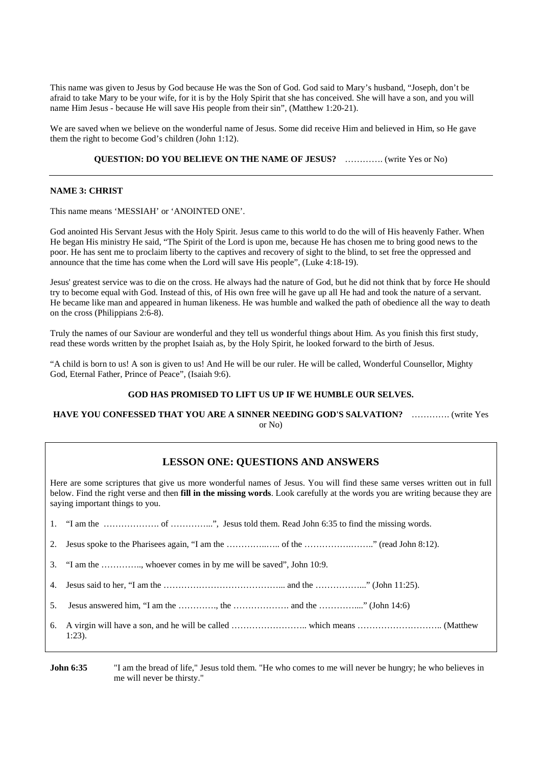This name was given to Jesus by God because He was the Son of God. God said to Mary's husband, "Joseph, don't be afraid to take Mary to be your wife, for it is by the Holy Spirit that she has conceived. She will have a son, and you will name Him Jesus - because He will save His people from their sin", (Matthew 1:20-21).

We are saved when we believe on the wonderful name of Jesus. Some did receive Him and believed in Him, so He gave them the right to become God's children (John 1:12).

**QUESTION: DO YOU BELIEVE ON THE NAME OF JESUS?** …………. (write Yes or No)

---

**NAME 3: CHRIST**

This name means 'MESSIAH' or 'ANOINTED ONE'.

God anointed His Servant Jesus with the Holy Spirit. Jesus came to this world to do the will of His heavenly Father. When He began His ministry He said, "The Spirit of the Lord is upon me, because He has chosen me to bring good news to the poor. He has sent me to proclaim liberty to the captives and recovery of sight to the blind, to set free the oppressed and announce that the time has come when the Lord will save His people", (Luke 4:18-19).

Jesus' greatest service was to die on the cross. He always had the nature of God, but he did not think that by force He should try to become equal with God. Instead of this, of His own free will he gave up all He had and took the nature of a servant. He became like man and appeared in human likeness. He was humble and walked the path of obedience all the way to death on the cross (Philippians 2:6-8).

Truly the names of our Saviour are wonderful and they tell us wonderful things about Him. As you finish this first study, read these words written by the prophet Isaiah as, by the Holy Spirit, he looked forward to the birth of Jesus.

"A child is born to us! A son is given to us! And He will be our ruler. He will be called, Wonderful Counsellor, Mighty God, Eternal Father, Prince of Peace", (Isaiah 9:6).

**GOD HAS PROMISED TO LIFT US UP IF WE HUMBLE OUR SELVES.**

**HAVE YOU CONFESSED THAT YOU ARE A SINNER NEEDING GOD'S SALVATION?** …………. (write Yes or No)

## LESSON ONE: QUESTIONS AND ANSWERS

Here are some scriptures that give us more wonderful names of Jesus. You will find these same verses written out in full below. Find the right verse and then **fill in the missing words**. Look carefully at the words you are writing because they are saying important things to you.

1. "I am the ………………. of …………...", Jesus told them. Read John 6:35 to find the missing words.
2. Jesus spoke to the Pharisees again, "I am the …………..….. of the ……………..……." (read John 8:12).
3. "I am the ………….., whoever comes in by me will be saved", John 10:9.
4. Jesus said to her, "I am the …………………………………... and the ……………..." (John 11:25).
5. Jesus answered him, "I am the …………., the ………………. and the …………...." (John 14:6)
6. A virgin will have a son, and he will be called …………………….. which means ……………………….. (Matthew 1:23).

**John 6:35** "I am the bread of life," Jesus told them. "He who comes to me will never be hungry; he who believes in me will never be thirsty."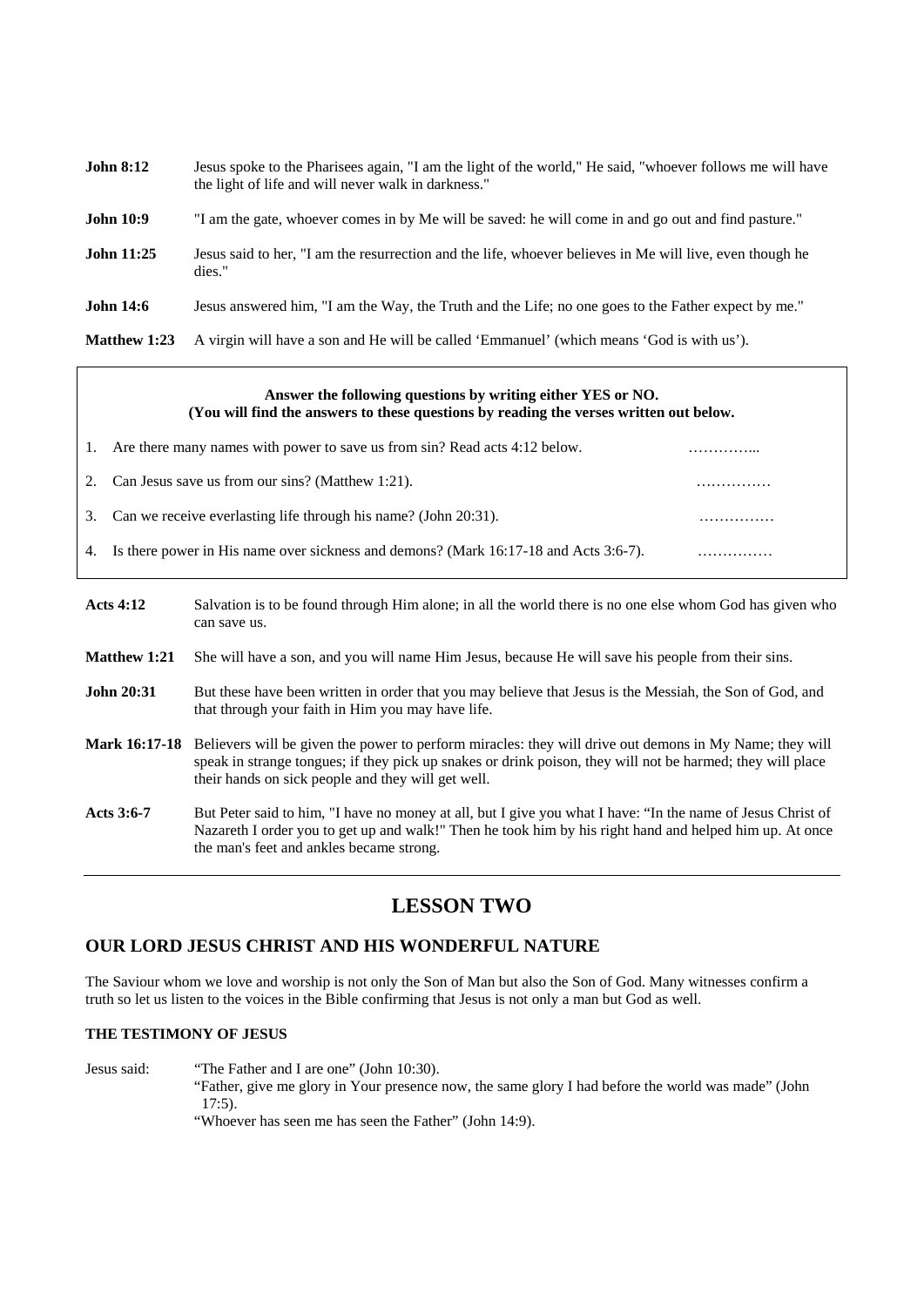**John 8:12** Jesus spoke to the Pharisees again, "I am the light of the world," He said, "whoever follows me will have the light of life and will never walk in darkness."

**John 10:9** "I am the gate, whoever comes in by Me will be saved: he will come in and go out and find pasture."

**John 11:25** Jesus said to her, "I am the resurrection and the life, whoever believes in Me will live, even though he dies."

**John 14:6** Jesus answered him, "I am the Way, the Truth and the Life; no one goes to the Father expect by me."

**Matthew 1:23** A virgin will have a son and He will be called 'Emmanuel' (which means 'God is with us').

**Answer the following questions by writing either YES or NO.**
**(You will find the answers to these questions by reading the verses written out below.**

1. Are there many names with power to save us from sin? Read acts 4:12 below. …………...
2. Can Jesus save us from our sins? (Matthew 1:21). ……………
3. Can we receive everlasting life through his name? (John 20:31). ……………
4. Is there power in His name over sickness and demons? (Mark 16:17-18 and Acts 3:6-7). ……………

**Acts 4:12** Salvation is to be found through Him alone; in all the world there is no one else whom God has given who can save us.

**Matthew 1:21** She will have a son, and you will name Him Jesus, because He will save his people from their sins.

**John 20:31** But these have been written in order that you may believe that Jesus is the Messiah, the Son of God, and that through your faith in Him you may have life.

**Mark 16:17-18** Believers will be given the power to perform miracles: they will drive out demons in My Name; they will speak in strange tongues; if they pick up snakes or drink poison, they will not be harmed; they will place their hands on sick people and they will get well.

**Acts 3:6-7** But Peter said to him, "I have no money at all, but I give you what I have: "In the name of Jesus Christ of Nazareth I order you to get up and walk!" Then he took him by his right hand and helped him up. At once the man's feet and ankles became strong.

---

# LESSON TWO

## OUR LORD JESUS CHRIST AND HIS WONDERFUL NATURE

The Saviour whom we love and worship is not only the Son of Man but also the Son of God. Many witnesses confirm a truth so let us listen to the voices in the Bible confirming that Jesus is not only a man but God as well.

### THE TESTIMONY OF JESUS

Jesus said: "The Father and I are one" (John 10:30).
"Father, give me glory in Your presence now, the same glory I had before the world was made" (John 17:5).
"Whoever has seen me has seen the Father" (John 14:9).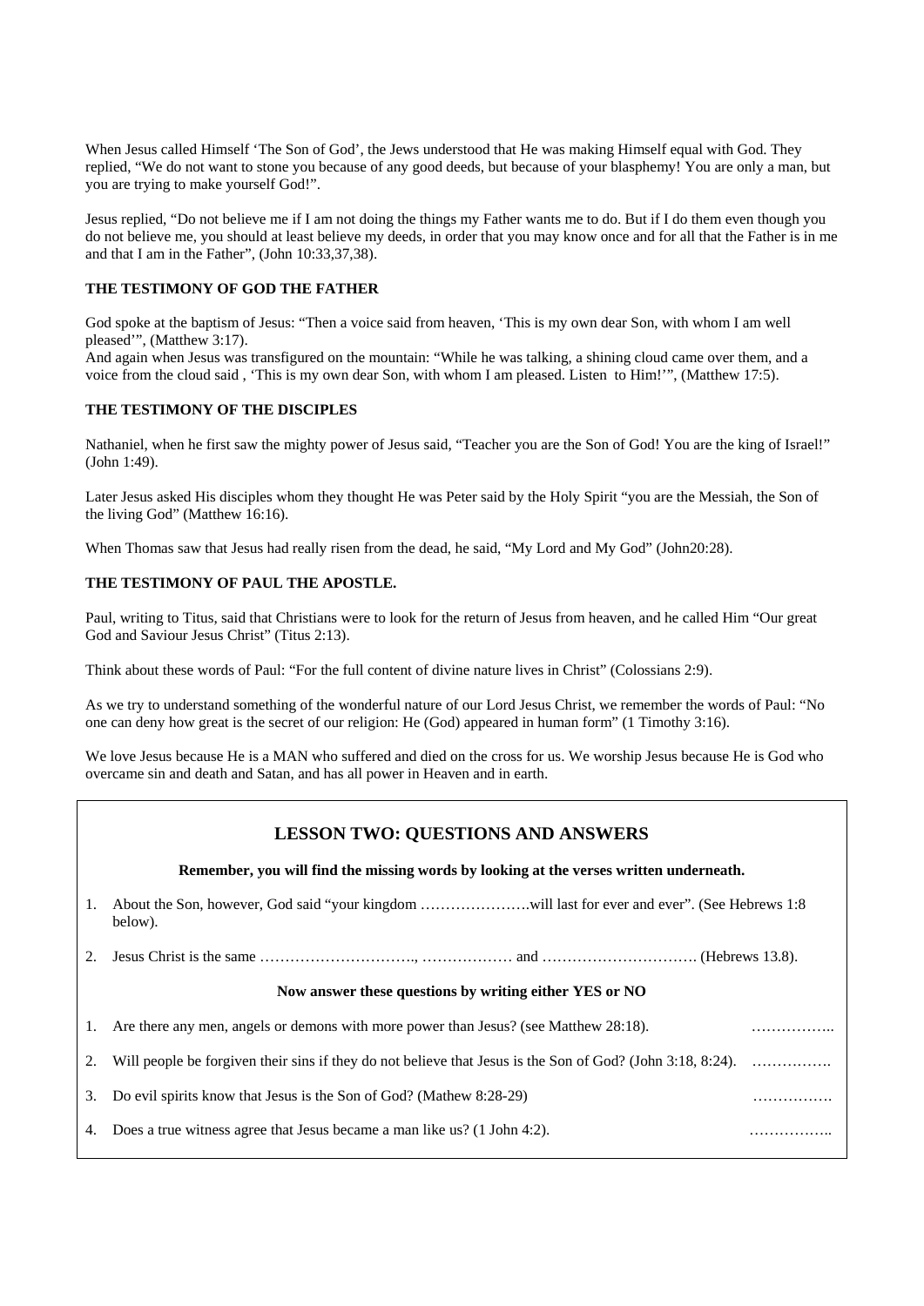When Jesus called Himself 'The Son of God', the Jews understood that He was making Himself equal with God. They replied, "We do not want to stone you because of any good deeds, but because of your blasphemy! You are only a man, but you are trying to make yourself God!".

Jesus replied, "Do not believe me if I am not doing the things my Father wants me to do. But if I do them even though you do not believe me, you should at least believe my deeds, in order that you may know once and for all that the Father is in me and that I am in the Father", (John 10:33,37,38).

**THE TESTIMONY OF GOD THE FATHER**

God spoke at the baptism of Jesus: "Then a voice said from heaven, 'This is my own dear Son, with whom I am well pleased'", (Matthew 3:17).
And again when Jesus was transfigured on the mountain: "While he was talking, a shining cloud came over them, and a voice from the cloud said , 'This is my own dear Son, with whom I am pleased. Listen to Him!'", (Matthew 17:5).

**THE TESTIMONY OF THE DISCIPLES**

Nathaniel, when he first saw the mighty power of Jesus said, "Teacher you are the Son of God! You are the king of Israel!" (John 1:49).

Later Jesus asked His disciples whom they thought He was Peter said by the Holy Spirit "you are the Messiah, the Son of the living God" (Matthew 16:16).

When Thomas saw that Jesus had really risen from the dead, he said, "My Lord and My God" (John20:28).

**THE TESTIMONY OF PAUL THE APOSTLE.**

Paul, writing to Titus, said that Christians were to look for the return of Jesus from heaven, and he called Him "Our great God and Saviour Jesus Christ" (Titus 2:13).

Think about these words of Paul: "For the full content of divine nature lives in Christ" (Colossians 2:9).

As we try to understand something of the wonderful nature of our Lord Jesus Christ, we remember the words of Paul: "No one can deny how great is the secret of our religion: He (God) appeared in human form" (1 Timothy 3:16).

We love Jesus because He is a MAN who suffered and died on the cross for us. We worship Jesus because He is God who overcame sin and death and Satan, and has all power in Heaven and in earth.

## LESSON TWO: QUESTIONS AND ANSWERS

**Remember, you will find the missing words by looking at the verses written underneath.**

1. About the Son, however, God said "your kingdom ………………….will last for ever and ever". (See Hebrews 1:8 below).
2. Jesus Christ is the same ………………………….., ……………… and …………………………. (Hebrews 13.8).

**Now answer these questions by writing either YES or NO**

1. Are there any men, angels or demons with more power than Jesus? (see Matthew 28:18). ……………..
2. Will people be forgiven their sins if they do not believe that Jesus is the Son of God? (John 3:18, 8:24). …………….
3. Do evil spirits know that Jesus is the Son of God? (Mathew 8:28-29) …………….
4. Does a true witness agree that Jesus became a man like us? (1 John 4:2). ……………..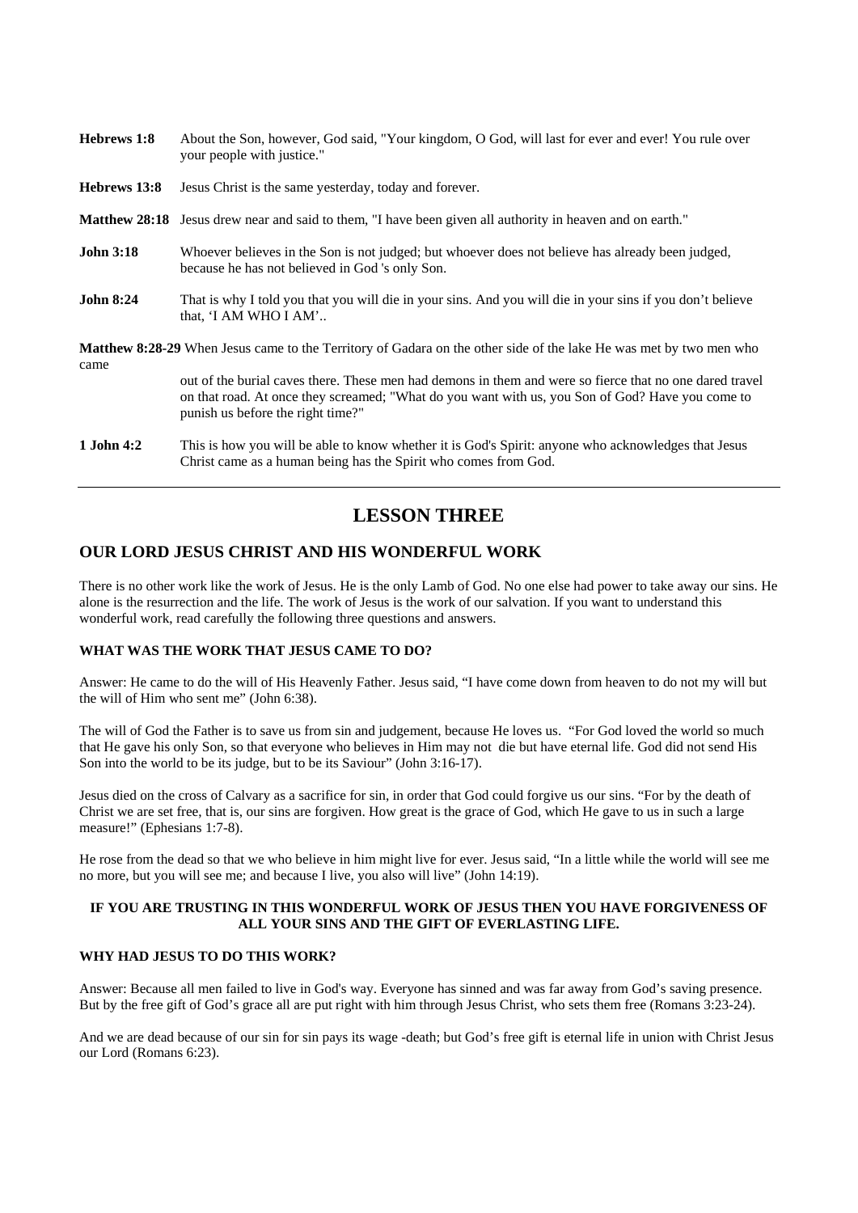**Hebrews 1:8** About the Son, however, God said, "Your kingdom, O God, will last for ever and ever! You rule over your people with justice."

**Hebrews 13:8** Jesus Christ is the same yesterday, today and forever.

**Matthew 28:18** Jesus drew near and said to them, "I have been given all authority in heaven and on earth."

**John 3:18** Whoever believes in the Son is not judged; but whoever does not believe has already been judged, because he has not believed in God 's only Son.

**John 8:24** That is why I told you that you will die in your sins. And you will die in your sins if you don't believe that, 'I AM WHO I AM'..

**Matthew 8:28-29** When Jesus came to the Territory of Gadara on the other side of the lake He was met by two men who came out of the burial caves there. These men had demons in them and were so fierce that no one dared travel on that road. At once they screamed; "What do you want with us, you Son of God? Have you come to punish us before the right time?"

**1 John 4:2** This is how you will be able to know whether it is God's Spirit: anyone who acknowledges that Jesus Christ came as a human being has the Spirit who comes from God.

---

# LESSON THREE

## OUR LORD JESUS CHRIST AND HIS WONDERFUL WORK

There is no other work like the work of Jesus. He is the only Lamb of God. No one else had power to take away our sins. He alone is the resurrection and the life. The work of Jesus is the work of our salvation. If you want to understand this wonderful work, read carefully the following three questions and answers.

### WHAT WAS THE WORK THAT JESUS CAME TO DO?

Answer: He came to do the will of His Heavenly Father. Jesus said, "I have come down from heaven to do not my will but the will of Him who sent me" (John 6:38).

The will of God the Father is to save us from sin and judgement, because He loves us. "For God loved the world so much that He gave his only Son, so that everyone who believes in Him may not die but have eternal life. God did not send His Son into the world to be its judge, but to be its Saviour" (John 3:16-17).

Jesus died on the cross of Calvary as a sacrifice for sin, in order that God could forgive us our sins. "For by the death of Christ we are set free, that is, our sins are forgiven. How great is the grace of God, which He gave to us in such a large measure!" (Ephesians 1:7-8).

He rose from the dead so that we who believe in him might live for ever. Jesus said, "In a little while the world will see me no more, but you will see me; and because I live, you also will live" (John 14:19).

**IF YOU ARE TRUSTING IN THIS WONDERFUL WORK OF JESUS THEN YOU HAVE FORGIVENESS OF ALL YOUR SINS AND THE GIFT OF EVERLASTING LIFE.**

### WHY HAD JESUS TO DO THIS WORK?

Answer: Because all men failed to live in God's way. Everyone has sinned and was far away from God's saving presence. But by the free gift of God's grace all are put right with him through Jesus Christ, who sets them free (Romans 3:23-24).

And we are dead because of our sin for sin pays its wage -death; but God's free gift is eternal life in union with Christ Jesus our Lord (Romans 6:23).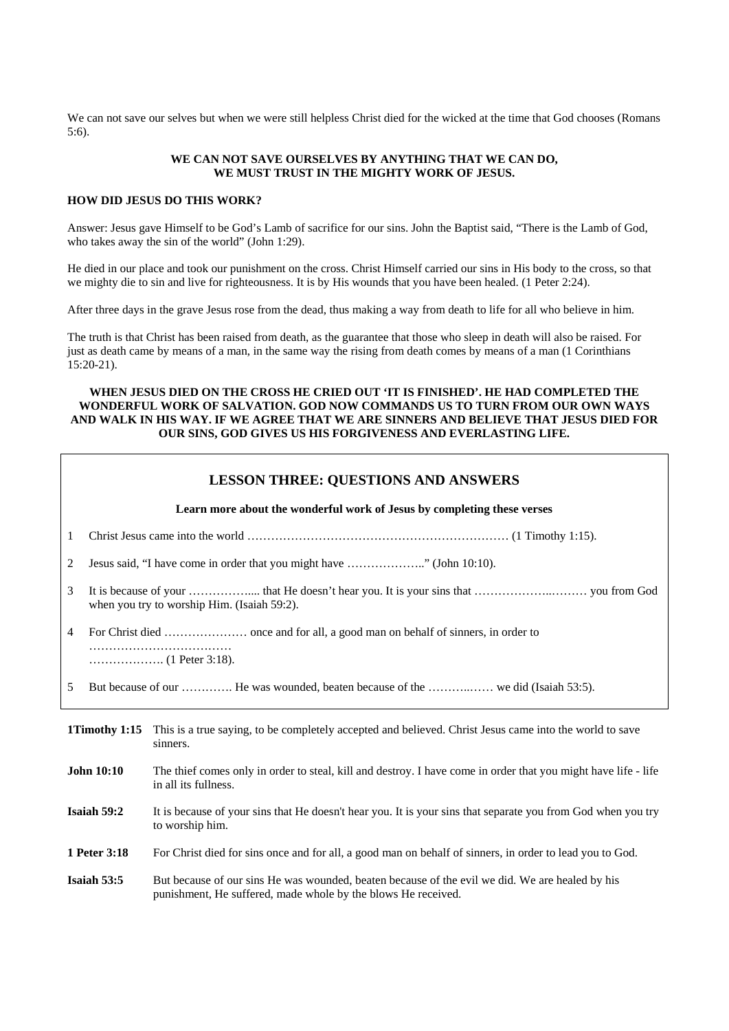We can not save our selves but when we were still helpless Christ died for the wicked at the time that God chooses (Romans 5:6).

**WE CAN NOT SAVE OURSELVES BY ANYTHING THAT WE CAN DO, WE MUST TRUST IN THE MIGHTY WORK OF JESUS.**

**HOW DID JESUS DO THIS WORK?**

Answer: Jesus gave Himself to be God's Lamb of sacrifice for our sins. John the Baptist said, "There is the Lamb of God, who takes away the sin of the world" (John 1:29).

He died in our place and took our punishment on the cross. Christ Himself carried our sins in His body to the cross, so that we mighty die to sin and live for righteousness. It is by His wounds that you have been healed. (1 Peter 2:24).

After three days in the grave Jesus rose from the dead, thus making a way from death to life for all who believe in him.

The truth is that Christ has been raised from death, as the guarantee that those who sleep in death will also be raised. For just as death came by means of a man, in the same way the rising from death comes by means of a man (1 Corinthians 15:20-21).

**WHEN JESUS DIED ON THE CROSS HE CRIED OUT 'IT IS FINISHED'. HE HAD COMPLETED THE WONDERFUL WORK OF SALVATION. GOD NOW COMMANDS US TO TURN FROM OUR OWN WAYS AND WALK IN HIS WAY. IF WE AGREE THAT WE ARE SINNERS AND BELIEVE THAT JESUS DIED FOR OUR SINS, GOD GIVES US HIS FORGIVENESS AND EVERLASTING LIFE.**

## LESSON THREE: QUESTIONS AND ANSWERS

**Learn more about the wonderful work of Jesus by completing these verses**

1 Christ Jesus came into the world ………………………………………………………… (1 Timothy 1:15).

2 Jesus said, "I have come in order that you might have ……………….." (John 10:10).

3 It is because of your …………….... that He doesn't hear you. It is your sins that ………………..……… you from God when you try to worship Him. (Isaiah 59:2).

4 For Christ died ………………… once and for all, a good man on behalf of sinners, in order to ……………………………… ………………. (1 Peter 3:18).

5 But because of our …………. He was wounded, beaten because of the ………..…… we did (Isaiah 53:5).

**1Timothy 1:15** This is a true saying, to be completely accepted and believed. Christ Jesus came into the world to save sinners.

**John 10:10** The thief comes only in order to steal, kill and destroy. I have come in order that you might have life - life in all its fullness.

**Isaiah 59:2** It is because of your sins that He doesn't hear you. It is your sins that separate you from God when you try to worship him.

**1 Peter 3:18** For Christ died for sins once and for all, a good man on behalf of sinners, in order to lead you to God.

**Isaiah 53:5** But because of our sins He was wounded, beaten because of the evil we did. We are healed by his punishment, He suffered, made whole by the blows He received.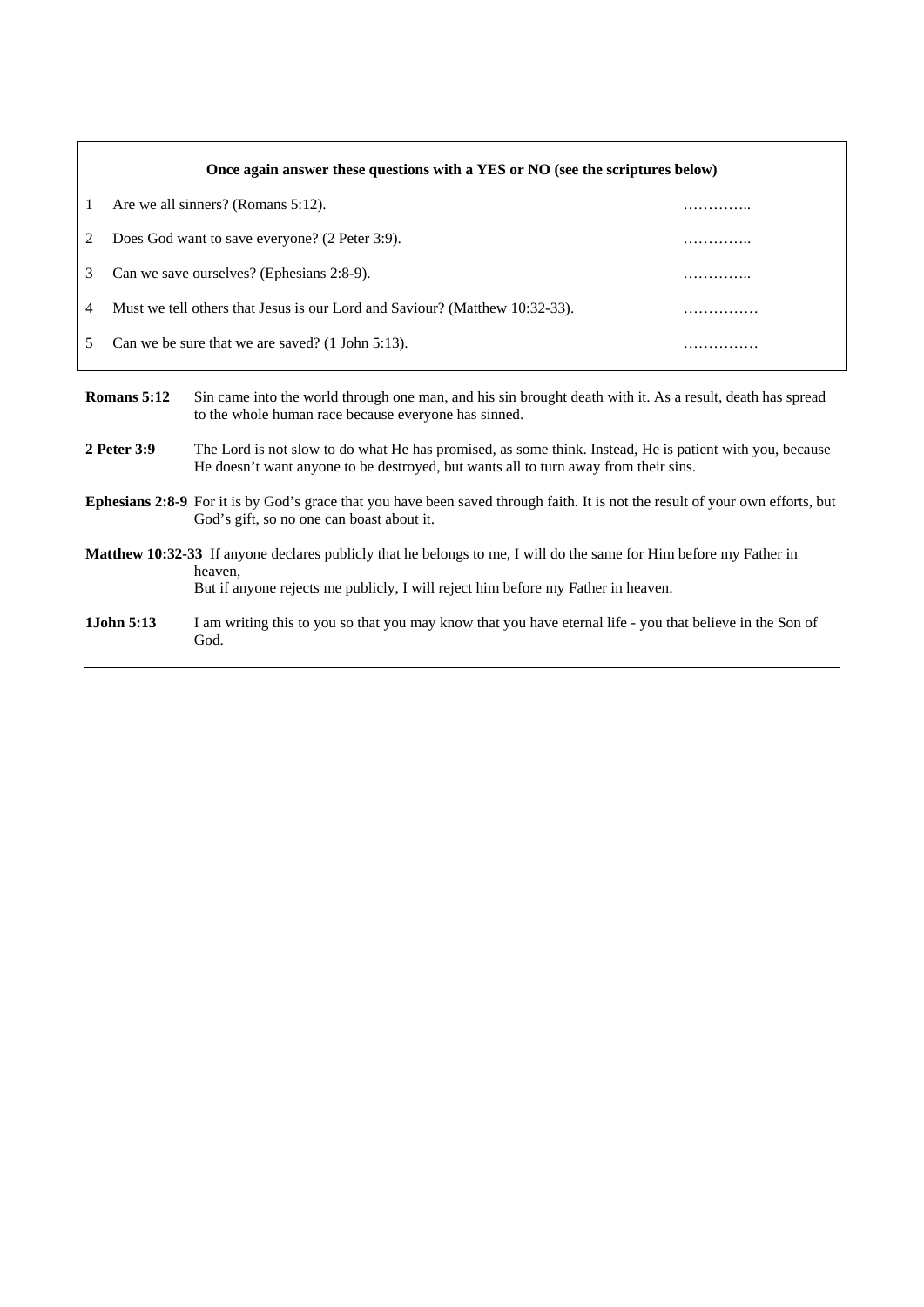**Once again answer these questions with a YES or NO (see the scriptures below)**

| | | |
|---|---|---|
| 1 | Are we all sinners? (Romans 5:12). | ………….. |
| 2 | Does God want to save everyone? (2 Peter 3:9). | ………….. |
| 3 | Can we save ourselves? (Ephesians 2:8-9). | ………….. |
| 4 | Must we tell others that Jesus is our Lord and Saviour? (Matthew 10:32-33). | …………… |
| 5 | Can we be sure that we are saved? (1 John 5:13). | …………… |

**Romans 5:12** Sin came into the world through one man, and his sin brought death with it. As a result, death has spread to the whole human race because everyone has sinned.

**2 Peter 3:9** The Lord is not slow to do what He has promised, as some think. Instead, He is patient with you, because He doesn't want anyone to be destroyed, but wants all to turn away from their sins.

**Ephesians 2:8-9** For it is by God's grace that you have been saved through faith. It is not the result of your own efforts, but God's gift, so no one can boast about it.

**Matthew 10:32-33** If anyone declares publicly that he belongs to me, I will do the same for Him before my Father in heaven,
But if anyone rejects me publicly, I will reject him before my Father in heaven.

**1John 5:13** I am writing this to you so that you may know that you have eternal life - you that believe in the Son of God.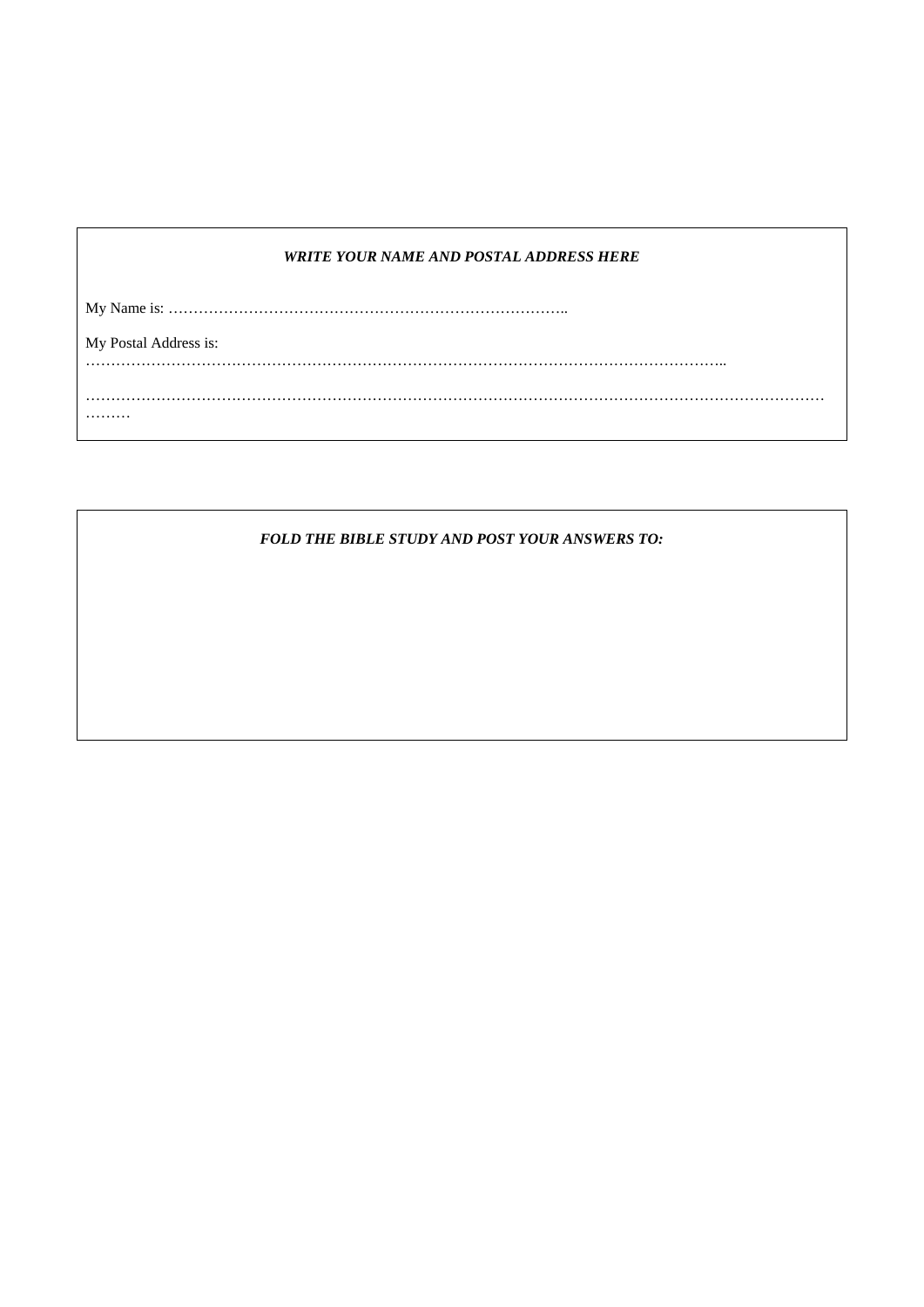***WRITE YOUR NAME AND POSTAL ADDRESS HERE***

My Name is: ……………………………………………………………………..

My Postal Address is:
…………………………………………………………………………………………………………..

……………………………………………………………………………………………………………………………
………

***FOLD THE BIBLE STUDY AND POST YOUR ANSWERS TO:***